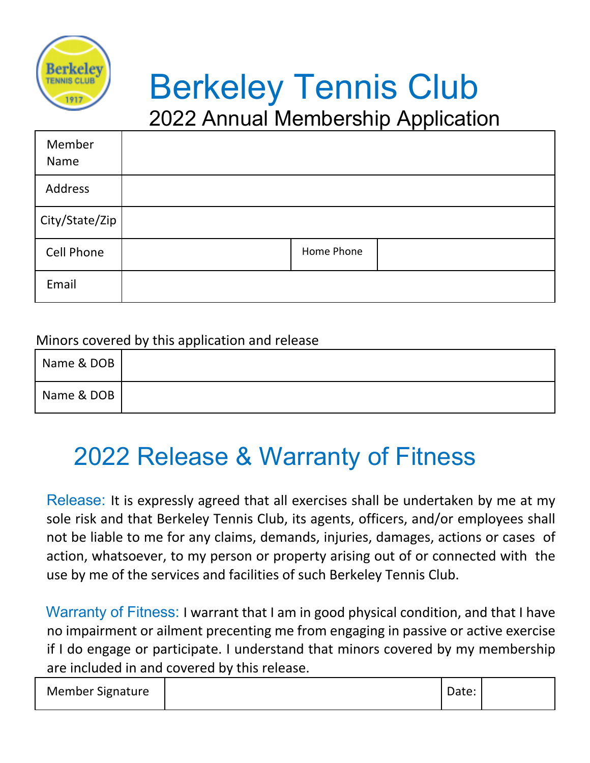# Berkeley Tennis Club

## 2022 Annual Membership Application

| | | | |
|---|---|---|---|
| Member Name | | | |
| Address | | | |
| City/State/Zip | | | |
| Cell Phone | | Home Phone | |
| Email | | | |

Minors covered by this application and release

| | |
|---|---|
| Name & DOB | |
| Name & DOB | |

## 2022 Release & Warranty of Fitness

Release: It is expressly agreed that all exercises shall be undertaken by me at my sole risk and that Berkeley Tennis Club, its agents, officers, and/or employees shall not be liable to me for any claims, demands, injuries, damages, actions or cases of action, whatsoever, to my person or property arising out of or connected with the use by me of the services and facilities of such Berkeley Tennis Club.

Warranty of Fitness: I warrant that I am in good physical condition, and that I have no impairment or ailment precenting me from engaging in passive or active exercise if I do engage or participate. I understand that minors covered by my membership are included in and covered by this release.

| | | | |
|---|---|---|---|
| Member Signature | | Date: | |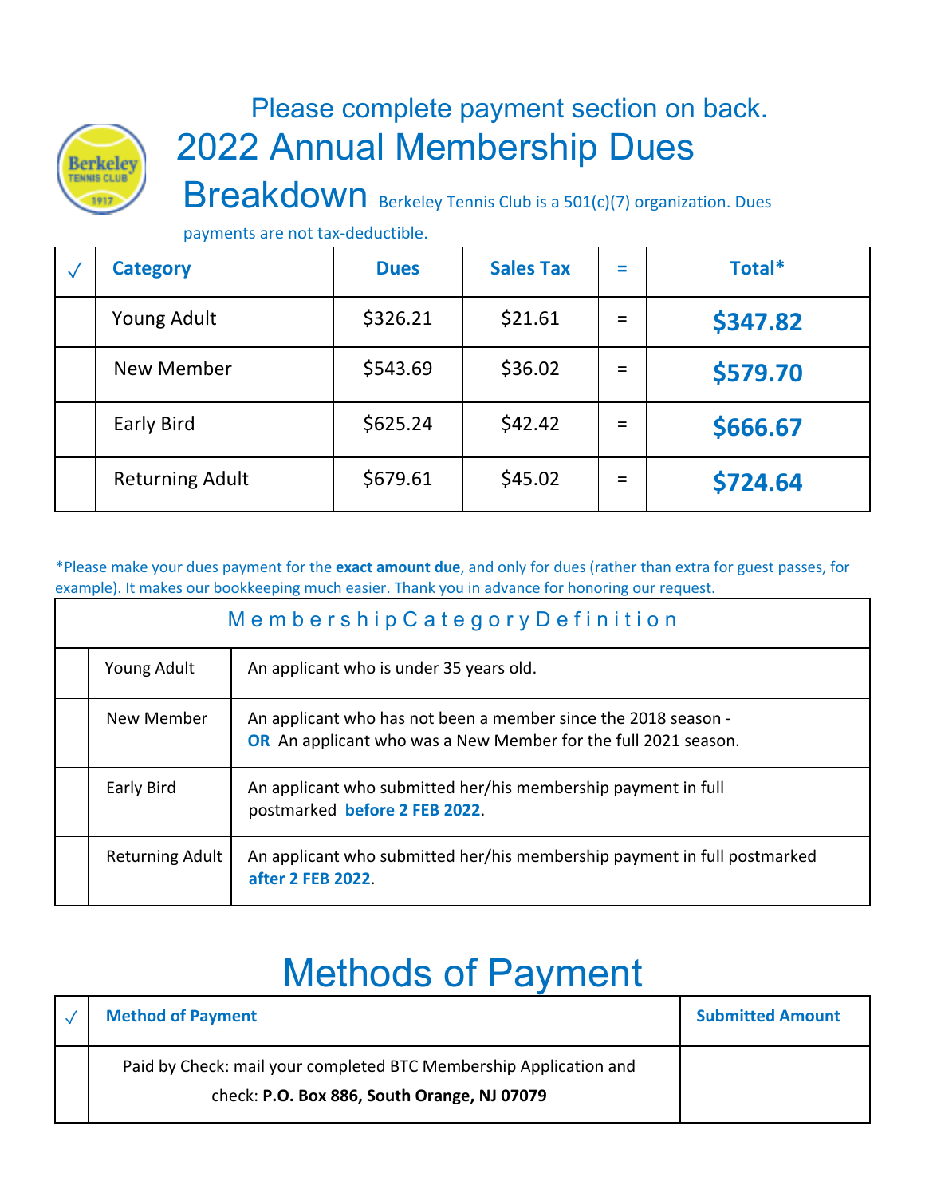Please complete payment section on back.

# 2022 Annual Membership Dues Breakdown

Berkeley Tennis Club is a 501(c)(7) organization. Dues payments are not tax-deductible.

| ✓ | Category | Dues | Sales Tax | = | Total* |
|---|---|---|---|---|---|
| | Young Adult | $326.21 | $21.61 | = | **$347.82** |
| | New Member | $543.69 | $36.02 | = | **$579.70** |
| | Early Bird | $625.24 | $42.42 | = | **$666.67** |
| | Returning Adult | $679.61 | $45.02 | = | **$724.64** |

*Please make your dues payment for the **exact amount due**, and only for dues (rather than extra for guest passes, for example). It makes our bookkeeping much easier. Thank you in advance for honoring our request.

| Membership Category Definition | | |
|---|---|---|
| | Young Adult | An applicant who is under 35 years old. |
| | New Member | An applicant who has not been a member since the 2018 season - **OR** An applicant who was a New Member for the full 2021 season. |
| | Early Bird | An applicant who submitted her/his membership payment in full postmarked **before 2 FEB 2022**. |
| | Returning Adult | An applicant who submitted her/his membership payment in full postmarked **after 2 FEB 2022**. |

# Methods of Payment

| ✓ | Method of Payment | Submitted Amount |
|---|---|---|
| | Paid by Check: mail your completed BTC Membership Application and check: **P.O. Box 886, South Orange, NJ 07079** | |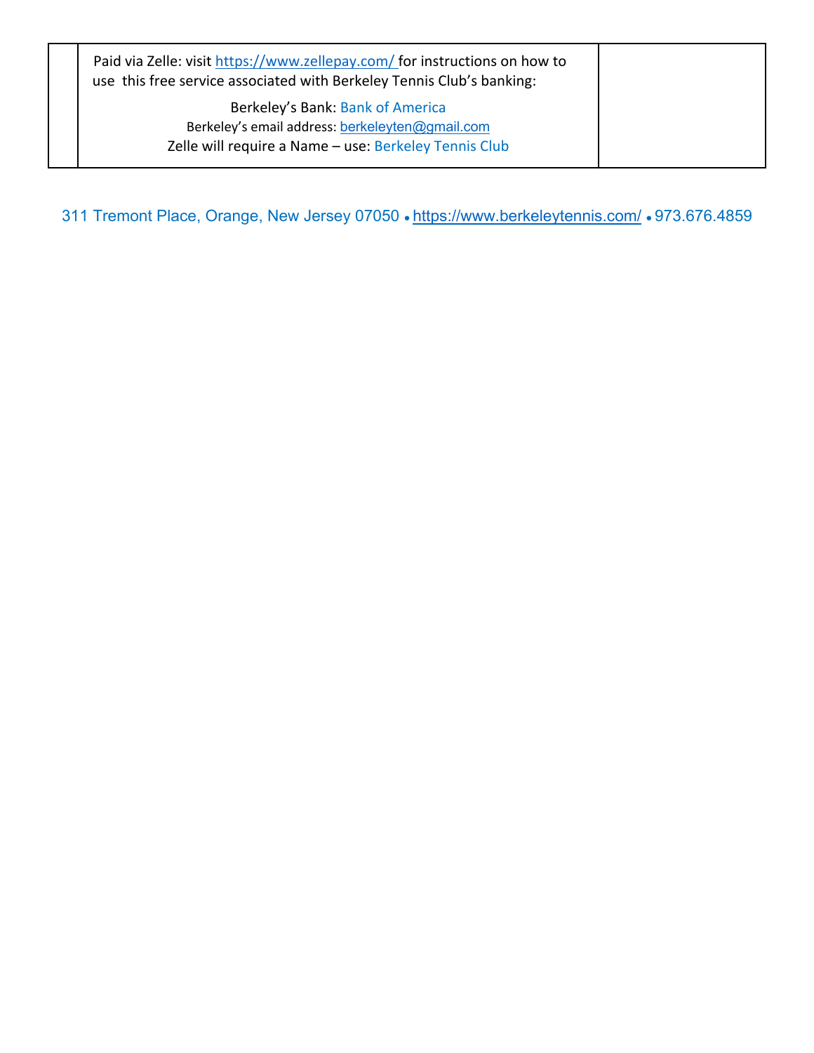| | | |
|---|---|---|
| | Paid via Zelle: visit https://www.zellepay.com/ for instructions on how to use this free service associated with Berkeley Tennis Club's banking:<br><br>Berkeley's Bank: Bank of America<br>Berkeley's email address: berkeleyten@gmail.com<br>Zelle will require a Name – use: Berkeley Tennis Club | |

311 Tremont Place, Orange, New Jersey 07050 • https://www.berkeleytennis.com/ • 973.676.4859